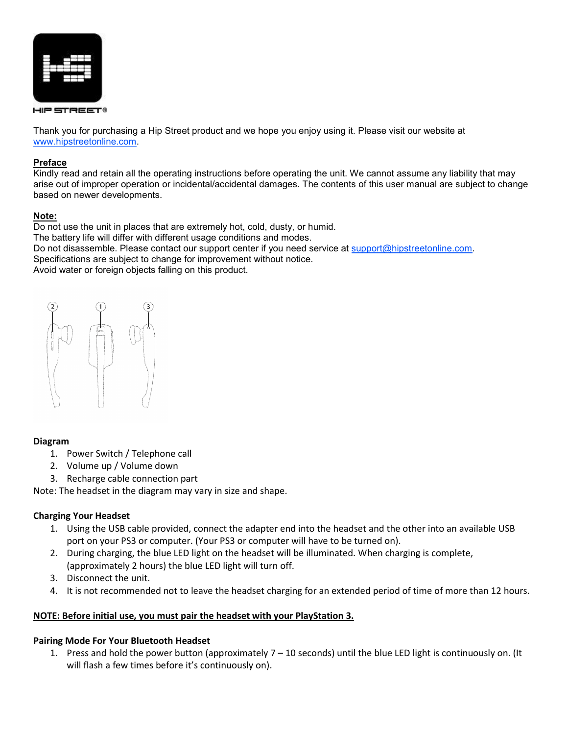HIP STREET®

Thank you for purchasing a Hip Street product and we hope you enjoy using it. Please visit our website at [www.hipstreetonline.com](http://www.hipstreetonline.com).

**Preface**

Kindly read and retain all the operating instructions before operating the unit. We cannot assume any liability that may arise out of improper operation or incidental/accidental damages. The contents of this user manual are subject to change based on newer developments.

**Note:**

Do not use the unit in places that are extremely hot, cold, dusty, or humid.
The battery life will differ with different usage conditions and modes.
Do not disassemble. Please contact our support center if you need service at support@hipstreetonline.com.
Specifications are subject to change for improvement without notice.
Avoid water or foreign objects falling on this product.

**Diagram**

1. Power Switch / Telephone call
2. Volume up / Volume down
3. Recharge cable connection part

Note: The headset in the diagram may vary in size and shape.

**Charging Your Headset**

1. Using the USB cable provided, connect the adapter end into the headset and the other into an available USB port on your PS3 or computer. (Your PS3 or computer will have to be turned on).
2. During charging, the blue LED light on the headset will be illuminated. When charging is complete, (approximately 2 hours) the blue LED light will turn off.
3. Disconnect the unit.
4. It is not recommended not to leave the headset charging for an extended period of time of more than 12 hours.

**NOTE: Before initial use, you must pair the headset with your PlayStation 3.**

**Pairing Mode For Your Bluetooth Headset**

1. Press and hold the power button (approximately 7 – 10 seconds) until the blue LED light is continuously on. (It will flash a few times before it's continuously on).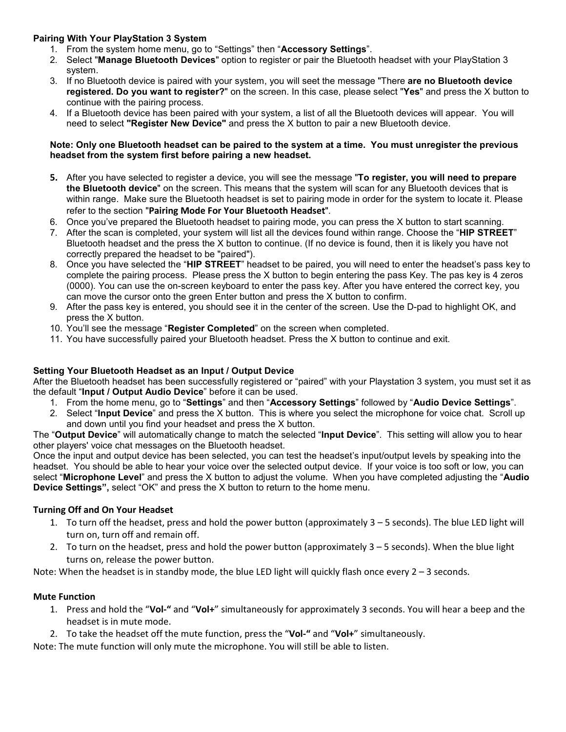**Pairing With Your PlayStation 3 System**

1. From the system home menu, go to "Settings" then "**Accessory Settings**".
2. Select "**Manage Bluetooth Devices**" option to register or pair the Bluetooth headset with your PlayStation 3 system.
3. If no Bluetooth device is paired with your system, you will seet the message "There **are no Bluetooth device registered. Do you want to register?**" on the screen. In this case, please select "**Yes**" and press the X button to continue with the pairing process.
4. If a Bluetooth device has been paired with your system, a list of all the Bluetooth devices will appear. You will need to select **"Register New Device"** and press the X button to pair a new Bluetooth device.

**Note: Only one Bluetooth headset can be paired to the system at a time. You must unregister the previous headset from the system first before pairing a new headset.**

5. After you have selected to register a device, you will see the message "**To register, you will need to prepare the Bluetooth device**" on the screen. This means that the system will scan for any Bluetooth devices that is within range. Make sure the Bluetooth headset is set to pairing mode in order for the system to locate it. Please refer to the section "**Pairing Mode For Your Bluetooth Headset**".
6. Once you've prepared the Bluetooth headset to pairing mode, you can press the X button to start scanning.
7. After the scan is completed, your system will list all the devices found within range. Choose the "**HIP STREET**" Bluetooth headset and the press the X button to continue. (If no device is found, then it is likely you have not correctly prepared the headset to be "paired").
8. Once you have selected the "**HIP STREET**" headset to be paired, you will need to enter the headset's pass key to complete the pairing process. Please press the X button to begin entering the pass Key. The pas key is 4 zeros (0000). You can use the on-screen keyboard to enter the pass key. After you have entered the correct key, you can move the cursor onto the green Enter button and press the X button to confirm.
9. After the pass key is entered, you should see it in the center of the screen. Use the D-pad to highlight OK, and press the X button.
10. You'll see the message "**Register Completed**" on the screen when completed.
11. You have successfully paired your Bluetooth headset. Press the X button to continue and exit.

**Setting Your Bluetooth Headset as an Input / Output Device**

After the Bluetooth headset has been successfully registered or "paired" with your Playstation 3 system, you must set it as the default "**Input / Output Audio Device**" before it can be used.

1. From the home menu, go to "**Settings**" and then "**Accessory Settings**" followed by "**Audio Device Settings**".
2. Select "**Input Device**" and press the X button. This is where you select the microphone for voice chat. Scroll up and down until you find your headset and press the X button.

The "**Output Device**" will automatically change to match the selected "**Input Device**". This setting will allow you to hear other players' voice chat messages on the Bluetooth headset.

Once the input and output device has been selected, you can test the headset's input/output levels by speaking into the headset. You should be able to hear your voice over the selected output device. If your voice is too soft or low, you can select "**Microphone Level**" and press the X button to adjust the volume. When you have completed adjusting the "**Audio Device Settings",** select "OK" and press the X button to return to the home menu.

**Turning Off and On Your Headset**

1. To turn off the headset, press and hold the power button (approximately 3 – 5 seconds). The blue LED light will turn on, turn off and remain off.
2. To turn on the headset, press and hold the power button (approximately 3 – 5 seconds). When the blue light turns on, release the power button.

Note: When the headset is in standby mode, the blue LED light will quickly flash once every 2 – 3 seconds.

**Mute Function**

1. Press and hold the "**Vol-"** and "**Vol+**" simultaneously for approximately 3 seconds. You will hear a beep and the headset is in mute mode.
2. To take the headset off the mute function, press the "**Vol-"** and "**Vol+**" simultaneously.

Note: The mute function will only mute the microphone. You will still be able to listen.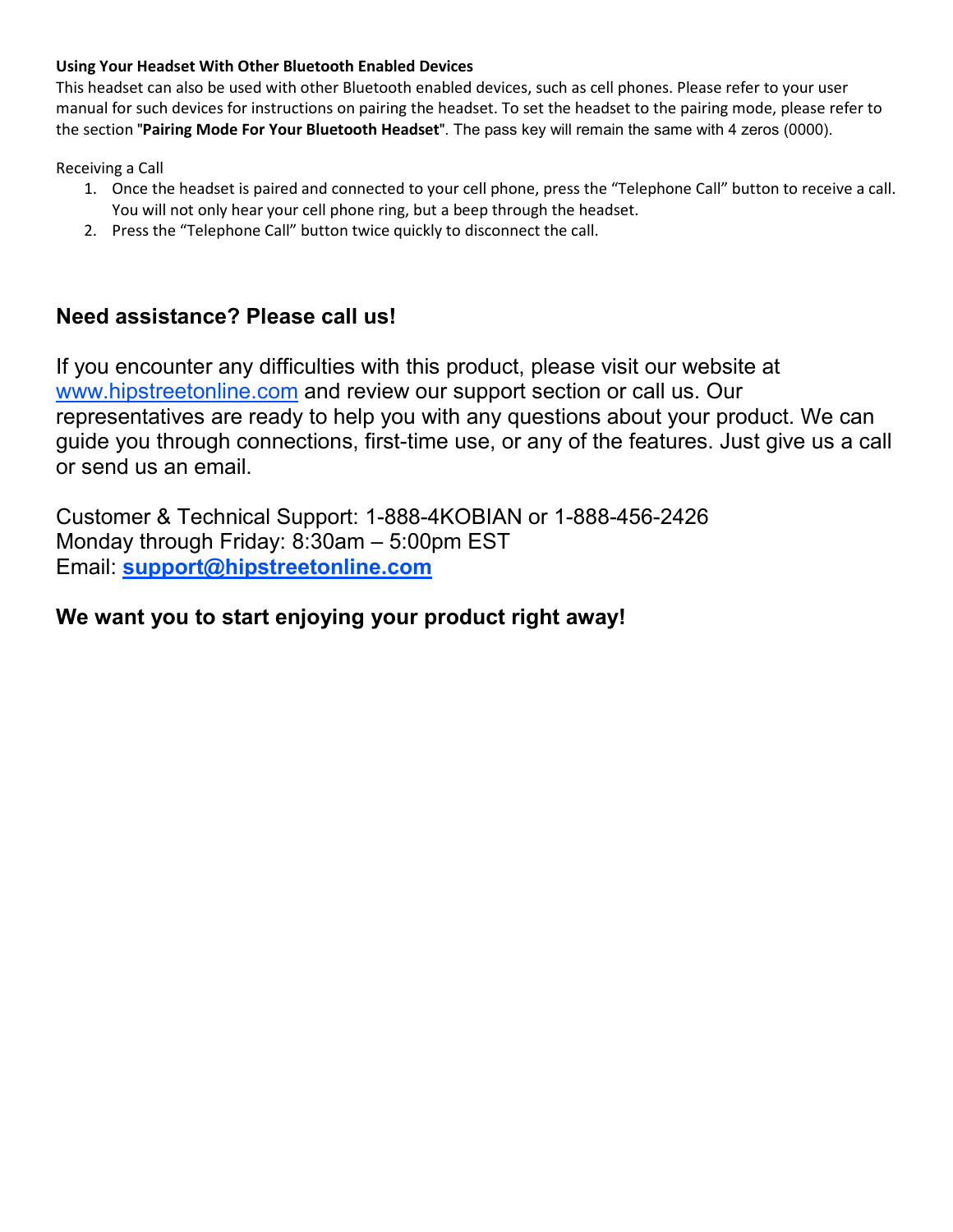**Using Your Headset With Other Bluetooth Enabled Devices**

This headset can also be used with other Bluetooth enabled devices, such as cell phones. Please refer to your user manual for such devices for instructions on pairing the headset. To set the headset to the pairing mode, please refer to the section "**Pairing Mode For Your Bluetooth Headset**". The pass key will remain the same with 4 zeros (0000).

Receiving a Call

1. Once the headset is paired and connected to your cell phone, press the "Telephone Call" button to receive a call. You will not only hear your cell phone ring, but a beep through the headset.
2. Press the "Telephone Call" button twice quickly to disconnect the call.

## Need assistance? Please call us!

If you encounter any difficulties with this product, please visit our website at www.hipstreetonline.com and review our support section or call us. Our representatives are ready to help you with any questions about your product. We can guide you through connections, first-time use, or any of the features. Just give us a call or send us an email.

Customer & Technical Support: 1-888-4KOBIAN or 1-888-456-2426
Monday through Friday: 8:30am – 5:00pm EST
Email: **support@hipstreetonline.com**

**We want you to start enjoying your product right away!**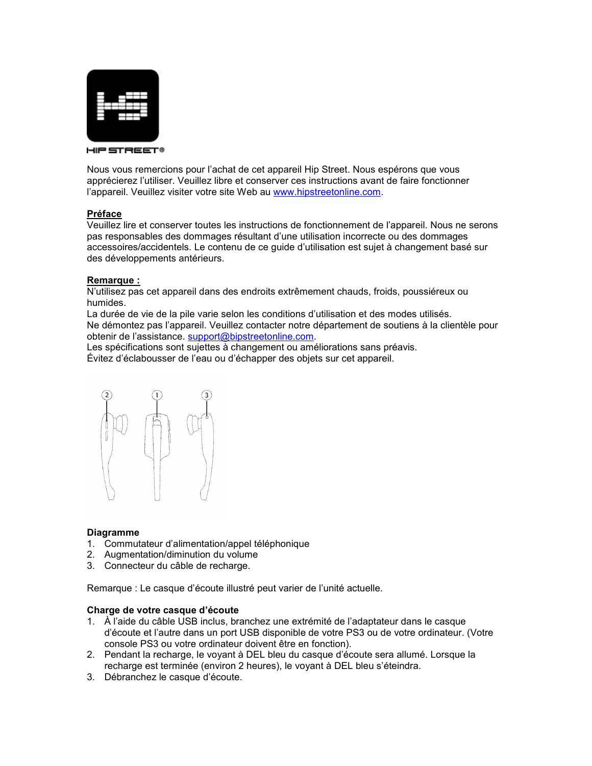HIP STREET®

Nous vous remercions pour l'achat de cet appareil Hip Street. Nous espérons que vous apprécierez l'utiliser. Veuillez libre et conserver ces instructions avant de faire fonctionner l'appareil. Veuillez visiter votre site Web au www.hipstreetonline.com.

**Préface**

Veuillez lire et conserver toutes les instructions de fonctionnement de l'appareil. Nous ne serons pas responsables des dommages résultant d'une utilisation incorrecte ou des dommages accessoires/accidentels. Le contenu de ce guide d'utilisation est sujet à changement basé sur des développements antérieurs.

**Remarque :**

N'utilisez pas cet appareil dans des endroits extrêmement chauds, froids, poussiéreux ou humides.
La durée de vie de la pile varie selon les conditions d'utilisation et des modes utilisés.
Ne démontez pas l'appareil. Veuillez contacter notre département de soutiens à la clientèle pour obtenir de l'assistance. support@bipstreetonline.com.
Les spécifications sont sujettes à changement ou améliorations sans préavis.
Évitez d'éclabousser de l'eau ou d'échapper des objets sur cet appareil.

**Diagramme**

1. Commutateur d'alimentation/appel téléphonique
2. Augmentation/diminution du volume
3. Connecteur du câble de recharge.

Remarque : Le casque d'écoute illustré peut varier de l'unité actuelle.

**Charge de votre casque d'écoute**

1. À l'aide du câble USB inclus, branchez une extrémité de l'adaptateur dans le casque d'écoute et l'autre dans un port USB disponible de votre PS3 ou de votre ordinateur. (Votre console PS3 ou votre ordinateur doivent être en fonction).
2. Pendant la recharge, le voyant à DEL bleu du casque d'écoute sera allumé. Lorsque la recharge est terminée (environ 2 heures), le voyant à DEL bleu s'éteindra.
3. Débranchez le casque d'écoute.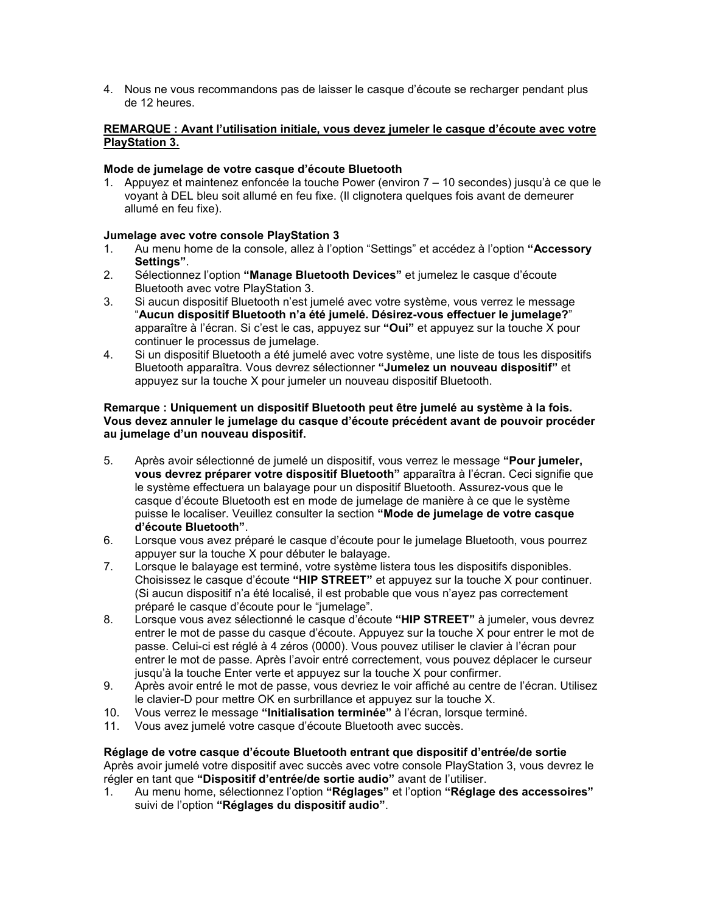4. Nous ne vous recommandons pas de laisser le casque d'écoute se recharger pendant plus de 12 heures.

**REMARQUE : Avant l'utilisation initiale, vous devez jumeler le casque d'écoute avec votre PlayStation 3.**

**Mode de jumelage de votre casque d'écoute Bluetooth**

1. Appuyez et maintenez enfoncée la touche Power (environ 7 – 10 secondes) jusqu'à ce que le voyant à DEL bleu soit allumé en feu fixe. (Il clignotera quelques fois avant de demeurer allumé en feu fixe).

**Jumelage avec votre console PlayStation 3**

1. Au menu home de la console, allez à l'option "Settings" et accédez à l'option **"Accessory Settings"**.
2. Sélectionnez l'option **"Manage Bluetooth Devices"** et jumelez le casque d'écoute Bluetooth avec votre PlayStation 3.
3. Si aucun dispositif Bluetooth n'est jumelé avec votre système, vous verrez le message "**Aucun dispositif Bluetooth n'a été jumelé. Désirez-vous effectuer le jumelage?**" apparaître à l'écran. Si c'est le cas, appuyez sur **"Oui"** et appuyez sur la touche X pour continuer le processus de jumelage.
4. Si un dispositif Bluetooth a été jumelé avec votre système, une liste de tous les dispositifs Bluetooth apparaîtra. Vous devrez sélectionner **"Jumelez un nouveau dispositif"** et appuyez sur la touche X pour jumeler un nouveau dispositif Bluetooth.

**Remarque : Uniquement un dispositif Bluetooth peut être jumelé au système à la fois. Vous devez annuler le jumelage du casque d'écoute précédent avant de pouvoir procéder au jumelage d'un nouveau dispositif.**

5. Après avoir sélectionné de jumelé un dispositif, vous verrez le message **"Pour jumeler, vous devrez préparer votre dispositif Bluetooth"** apparaîtra à l'écran. Ceci signifie que le système effectuera un balayage pour un dispositif Bluetooth. Assurez-vous que le casque d'écoute Bluetooth est en mode de jumelage de manière à ce que le système puisse le localiser. Veuillez consulter la section **"Mode de jumelage de votre casque d'écoute Bluetooth"**.
6. Lorsque vous avez préparé le casque d'écoute pour le jumelage Bluetooth, vous pourrez appuyer sur la touche X pour débuter le balayage.
7. Lorsque le balayage est terminé, votre système listera tous les dispositifs disponibles. Choisissez le casque d'écoute **"HIP STREET"** et appuyez sur la touche X pour continuer. (Si aucun dispositif n'a été localisé, il est probable que vous n'ayez pas correctement préparé le casque d'écoute pour le "jumelage".
8. Lorsque vous avez sélectionné le casque d'écoute **"HIP STREET"** à jumeler, vous devrez entrer le mot de passe du casque d'écoute. Appuyez sur la touche X pour entrer le mot de passe. Celui-ci est réglé à 4 zéros (0000). Vous pouvez utiliser le clavier à l'écran pour entrer le mot de passe. Après l'avoir entré correctement, vous pouvez déplacer le curseur jusqu'à la touche Enter verte et appuyez sur la touche X pour confirmer.
9. Après avoir entré le mot de passe, vous devriez le voir affiché au centre de l'écran. Utilisez le clavier-D pour mettre OK en surbrillance et appuyez sur la touche X.
10. Vous verrez le message **"Initialisation terminée"** à l'écran, lorsque terminé.
11. Vous avez jumelé votre casque d'écoute Bluetooth avec succès.

**Réglage de votre casque d'écoute Bluetooth entrant que dispositif d'entrée/de sortie**

Après avoir jumelé votre dispositif avec succès avec votre console PlayStation 3, vous devrez le régler en tant que **"Dispositif d'entrée/de sortie audio"** avant de l'utiliser.

1. Au menu home, sélectionnez l'option **"Réglages"** et l'option **"Réglage des accessoires"** suivi de l'option **"Réglages du dispositif audio"**.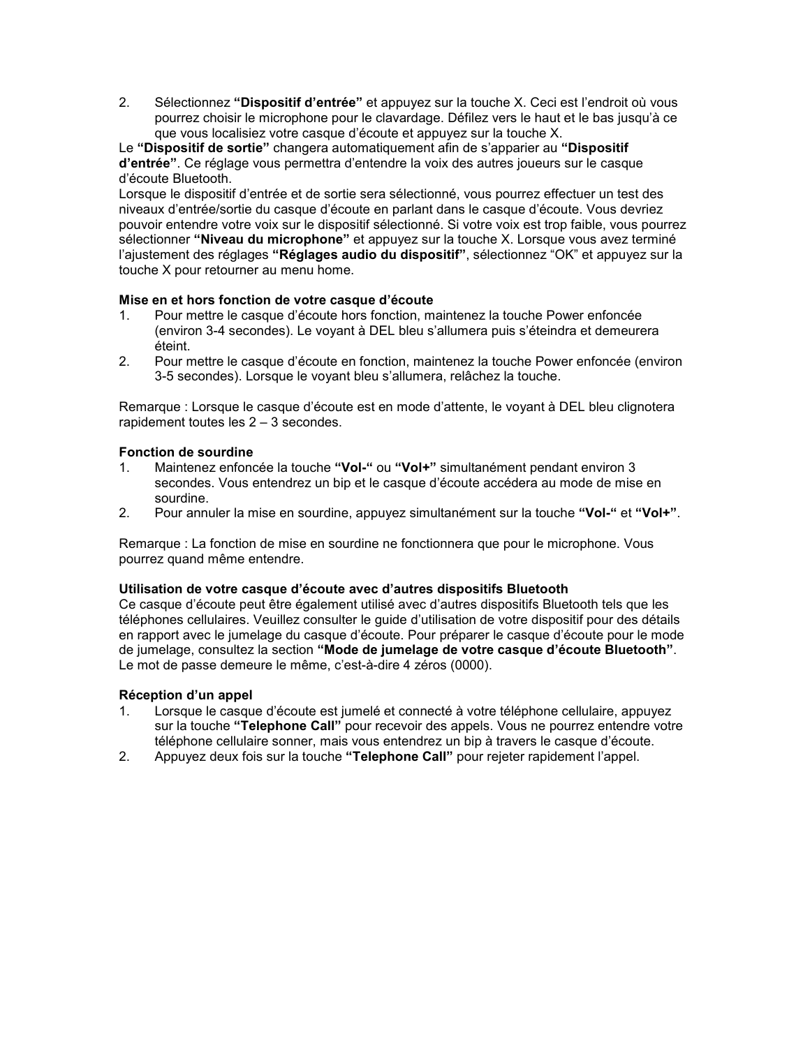2. Sélectionnez **“Dispositif d’entrée”** et appuyez sur la touche X. Ceci est l’endroit où vous pourrez choisir le microphone pour le clavardage. Défilez vers le haut et le bas jusqu’à ce que vous localisiez votre casque d’écoute et appuyez sur la touche X.

Le **“Dispositif de sortie”** changera automatiquement afin de s’apparier au **“Dispositif d’entrée”**. Ce réglage vous permettra d’entendre la voix des autres joueurs sur le casque d’écoute Bluetooth.

Lorsque le dispositif d’entrée et de sortie sera sélectionné, vous pourrez effectuer un test des niveaux d’entrée/sortie du casque d’écoute en parlant dans le casque d’écoute. Vous devriez pouvoir entendre votre voix sur le dispositif sélectionné. Si votre voix est trop faible, vous pourrez sélectionner **“Niveau du microphone”** et appuyez sur la touche X. Lorsque vous avez terminé l’ajustement des réglages **“Réglages audio du dispositif”**, sélectionnez “OK” et appuyez sur la touche X pour retourner au menu home.

**Mise en et hors fonction de votre casque d’écoute**

1. Pour mettre le casque d’écoute hors fonction, maintenez la touche Power enfoncée (environ 3-4 secondes). Le voyant à DEL bleu s’allumera puis s’éteindra et demeurera éteint.
2. Pour mettre le casque d’écoute en fonction, maintenez la touche Power enfoncée (environ 3-5 secondes). Lorsque le voyant bleu s’allumera, relâchez la touche.

Remarque : Lorsque le casque d’écoute est en mode d’attente, le voyant à DEL bleu clignotera rapidement toutes les 2 – 3 secondes.

**Fonction de sourdine**

1. Maintenez enfoncée la touche **“Vol-“** ou **“Vol+”** simultanément pendant environ 3 secondes. Vous entendrez un bip et le casque d’écoute accédera au mode de mise en sourdine.
2. Pour annuler la mise en sourdine, appuyez simultanément sur la touche **“Vol-“** et **“Vol+”**.

Remarque : La fonction de mise en sourdine ne fonctionnera que pour le microphone. Vous pourrez quand même entendre.

**Utilisation de votre casque d’écoute avec d’autres dispositifs Bluetooth**

Ce casque d’écoute peut être également utilisé avec d’autres dispositifs Bluetooth tels que les téléphones cellulaires. Veuillez consulter le guide d’utilisation de votre dispositif pour des détails en rapport avec le jumelage du casque d’écoute. Pour préparer le casque d’écoute pour le mode de jumelage, consultez la section **“Mode de jumelage de votre casque d’écoute Bluetooth”**. Le mot de passe demeure le même, c’est-à-dire 4 zéros (0000).

**Réception d’un appel**

1. Lorsque le casque d’écoute est jumelé et connecté à votre téléphone cellulaire, appuyez sur la touche **“Telephone Call”** pour recevoir des appels. Vous ne pourrez entendre votre téléphone cellulaire sonner, mais vous entendrez un bip à travers le casque d’écoute.
2. Appuyez deux fois sur la touche **“Telephone Call”** pour rejeter rapidement l’appel.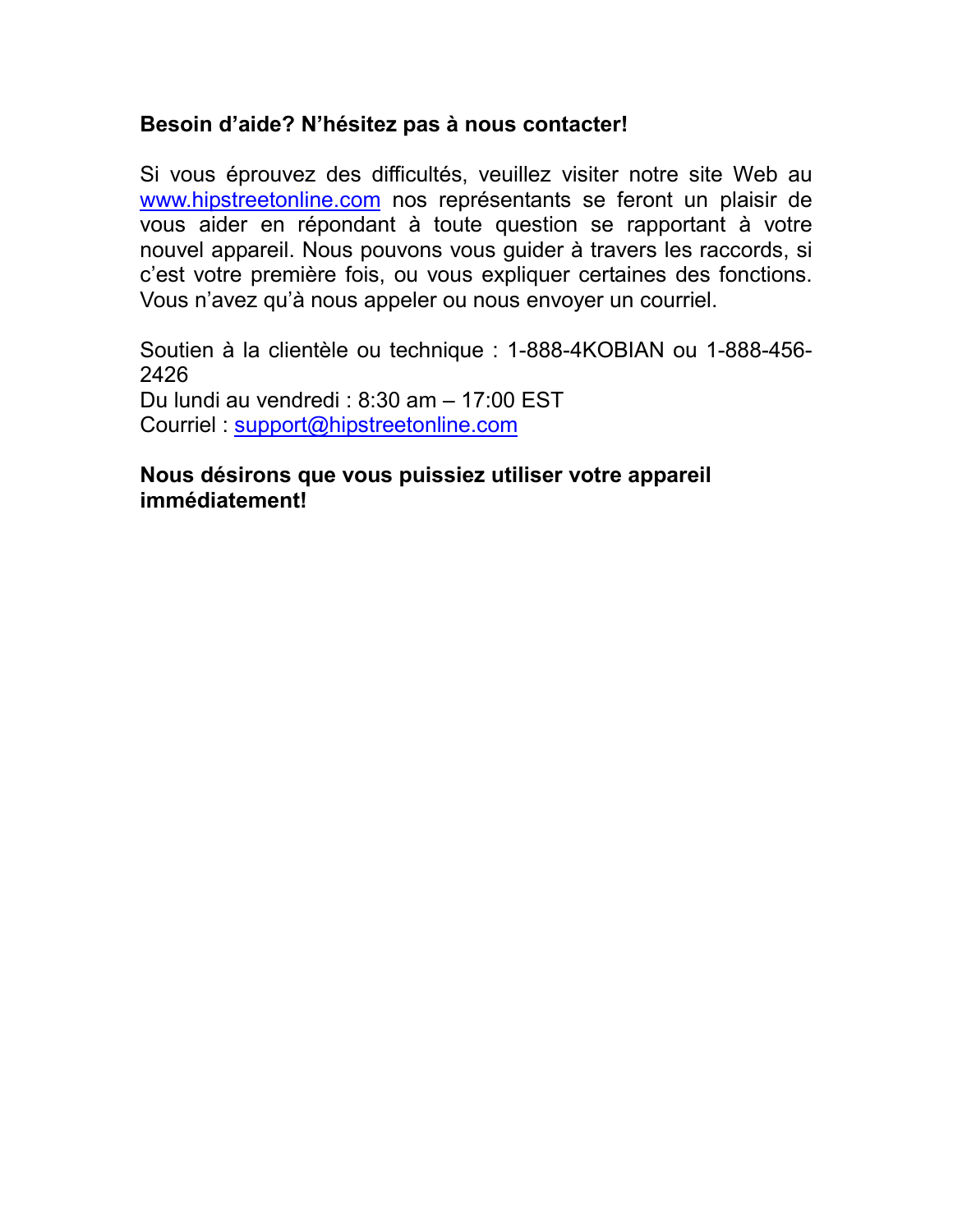**Besoin d'aide? N'hésitez pas à nous contacter!**

Si vous éprouvez des difficultés, veuillez visiter notre site Web au www.hipstreetonline.com nos représentants se feront un plaisir de vous aider en répondant à toute question se rapportant à votre nouvel appareil. Nous pouvons vous guider à travers les raccords, si c'est votre première fois, ou vous expliquer certaines des fonctions. Vous n'avez qu'à nous appeler ou nous envoyer un courriel.

Soutien à la clientèle ou technique : 1-888-4KOBIAN ou 1-888-456-2426
Du lundi au vendredi : 8:30 am – 17:00 EST
Courriel : support@hipstreetonline.com

**Nous désirons que vous puissiez utiliser votre appareil immédiatement!**